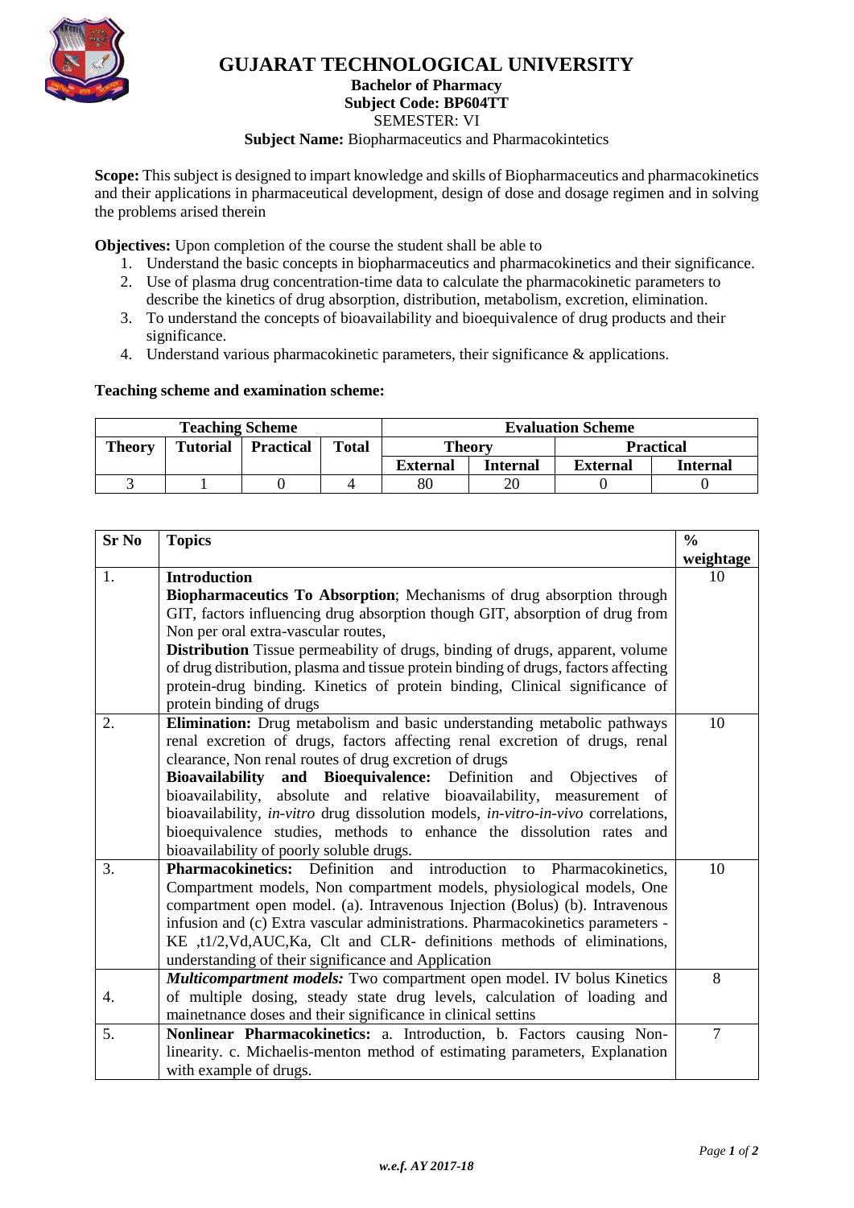# GUJARAT TECHNOLOGICAL UNIVERSITY

**Bachelor of Pharmacy**
**Subject Code: BP604TT**
SEMESTER: VI
**Subject Name:** Biopharmaceutics and Pharmacokintetics

**Scope:** This subject is designed to impart knowledge and skills of Biopharmaceutics and pharmacokinetics and their applications in pharmaceutical development, design of dose and dosage regimen and in solving the problems arised therein

**Objectives:** Upon completion of the course the student shall be able to

1. Understand the basic concepts in biopharmaceutics and pharmacokinetics and their significance.
2. Use of plasma drug concentration-time data to calculate the pharmacokinetic parameters to describe the kinetics of drug absorption, distribution, metabolism, excretion, elimination.
3. To understand the concepts of bioavailability and bioequivalence of drug products and their significance.
4. Understand various pharmacokinetic parameters, their significance & applications.

**Teaching scheme and examination scheme:**

| Teaching Scheme | | | | Evaluation Scheme | | | |
|---|---|---|---|---|---|---|---|
| Theory | Tutorial | Practical | Total | Theory | | Practical | |
| | | | | External | Internal | External | Internal |
| 3 | 1 | 0 | 4 | 80 | 20 | 0 | 0 |

| Sr No | Topics | % weightage |
|---|---|---|
| 1. | **Introduction** <br> **Biopharmaceutics To Absorption**; Mechanisms of drug absorption through GIT, factors influencing drug absorption though GIT, absorption of drug from Non per oral extra-vascular routes, <br> **Distribution** Tissue permeability of drugs, binding of drugs, apparent, volume of drug distribution, plasma and tissue protein binding of drugs, factors affecting protein-drug binding. Kinetics of protein binding, Clinical significance of protein binding of drugs | 10 |
| 2. | **Elimination:** Drug metabolism and basic understanding metabolic pathways renal excretion of drugs, factors affecting renal excretion of drugs, renal clearance, Non renal routes of drug excretion of drugs <br> **Bioavailability and Bioequivalence:** Definition and Objectives of bioavailability, absolute and relative bioavailability, measurement of bioavailability, *in-vitro* drug dissolution models, *in-vitro-in-vivo* correlations, bioequivalence studies, methods to enhance the dissolution rates and bioavailability of poorly soluble drugs. | 10 |
| 3. | **Pharmacokinetics:** Definition and introduction to Pharmacokinetics, Compartment models, Non compartment models, physiological models, One compartment open model. (a). Intravenous Injection (Bolus) (b). Intravenous infusion and (c) Extra vascular administrations. Pharmacokinetics parameters - KE ,t1/2,Vd,AUC,Ka, Clt and CLR- definitions methods of eliminations, understanding of their significance and Application | 10 |
| 4. | ***Multicompartment models:*** Two compartment open model. IV bolus Kinetics of multiple dosing, steady state drug levels, calculation of loading and mainetnance doses and their significance in clinical settins | 8 |
| 5. | **Nonlinear Pharmacokinetics:** a. Introduction, b. Factors causing Non-linearity. c. Michaelis-menton method of estimating parameters, Explanation with example of drugs. | 7 |

*w.e.f. AY 2017-18*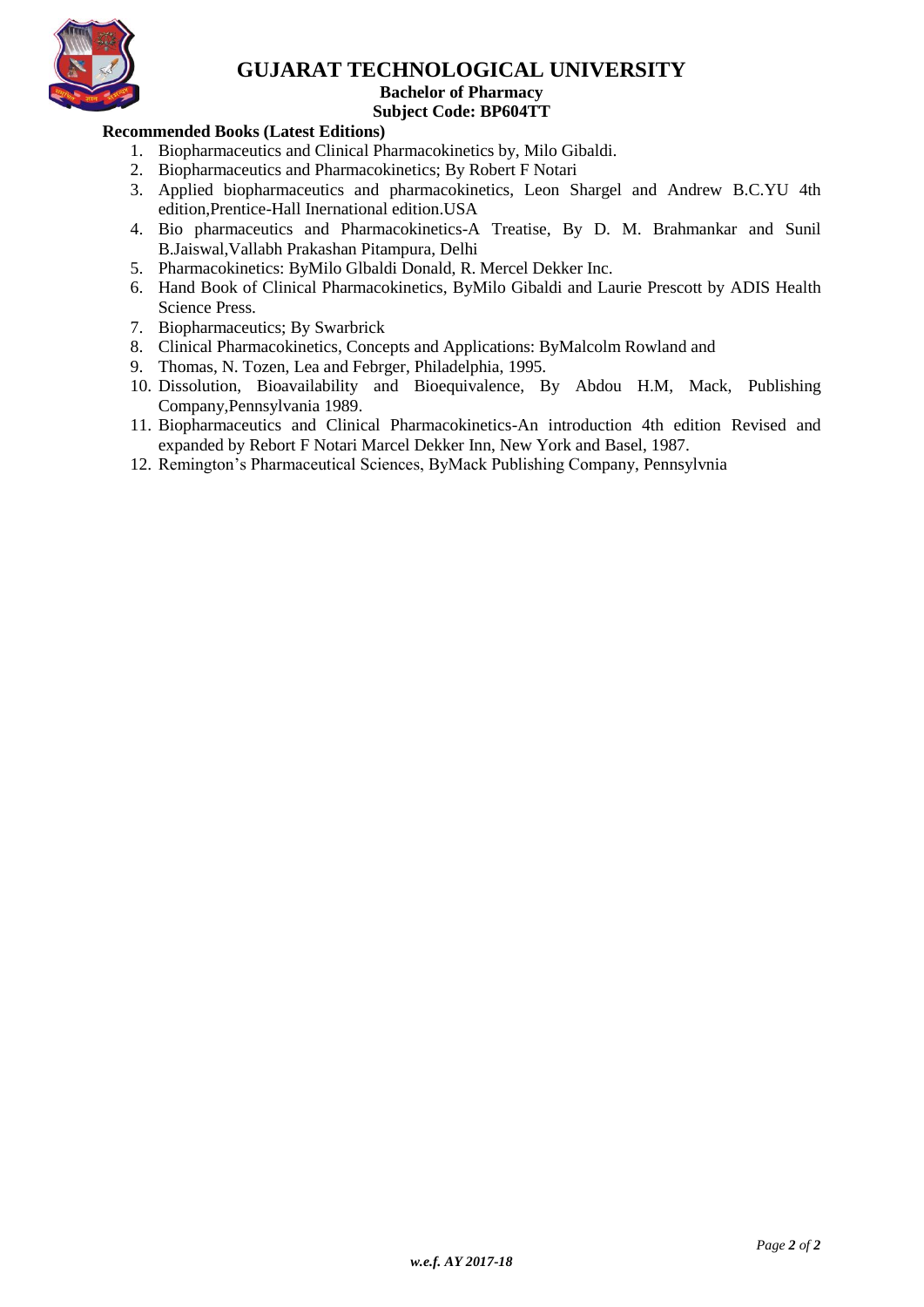# GUJARAT TECHNOLOGICAL UNIVERSITY

**Bachelor of Pharmacy**
**Subject Code: BP604TT**

**Recommended Books (Latest Editions)**

1. Biopharmaceutics and Clinical Pharmacokinetics by, Milo Gibaldi.
2. Biopharmaceutics and Pharmacokinetics; By Robert F Notari
3. Applied biopharmaceutics and pharmacokinetics, Leon Shargel and Andrew B.C.YU 4th edition,Prentice-Hall Inernational edition.USA
4. Bio pharmaceutics and Pharmacokinetics-A Treatise, By D. M. Brahmankar and Sunil B.Jaiswal,Vallabh Prakashan Pitampura, Delhi
5. Pharmacokinetics: ByMilo Glbaldi Donald, R. Mercel Dekker Inc.
6. Hand Book of Clinical Pharmacokinetics, ByMilo Gibaldi and Laurie Prescott by ADIS Health Science Press.
7. Biopharmaceutics; By Swarbrick
8. Clinical Pharmacokinetics, Concepts and Applications: ByMalcolm Rowland and
9. Thomas, N. Tozen, Lea and Febrger, Philadelphia, 1995.
10. Dissolution, Bioavailability and Bioequivalence, By Abdou H.M, Mack, Publishing Company,Pennsylvania 1989.
11. Biopharmaceutics and Clinical Pharmacokinetics-An introduction 4th edition Revised and expanded by Rebort F Notari Marcel Dekker Inn, New York and Basel, 1987.
12. Remington's Pharmaceutical Sciences, ByMack Publishing Company, Pennsylvnia

*w.e.f. AY 2017-18*